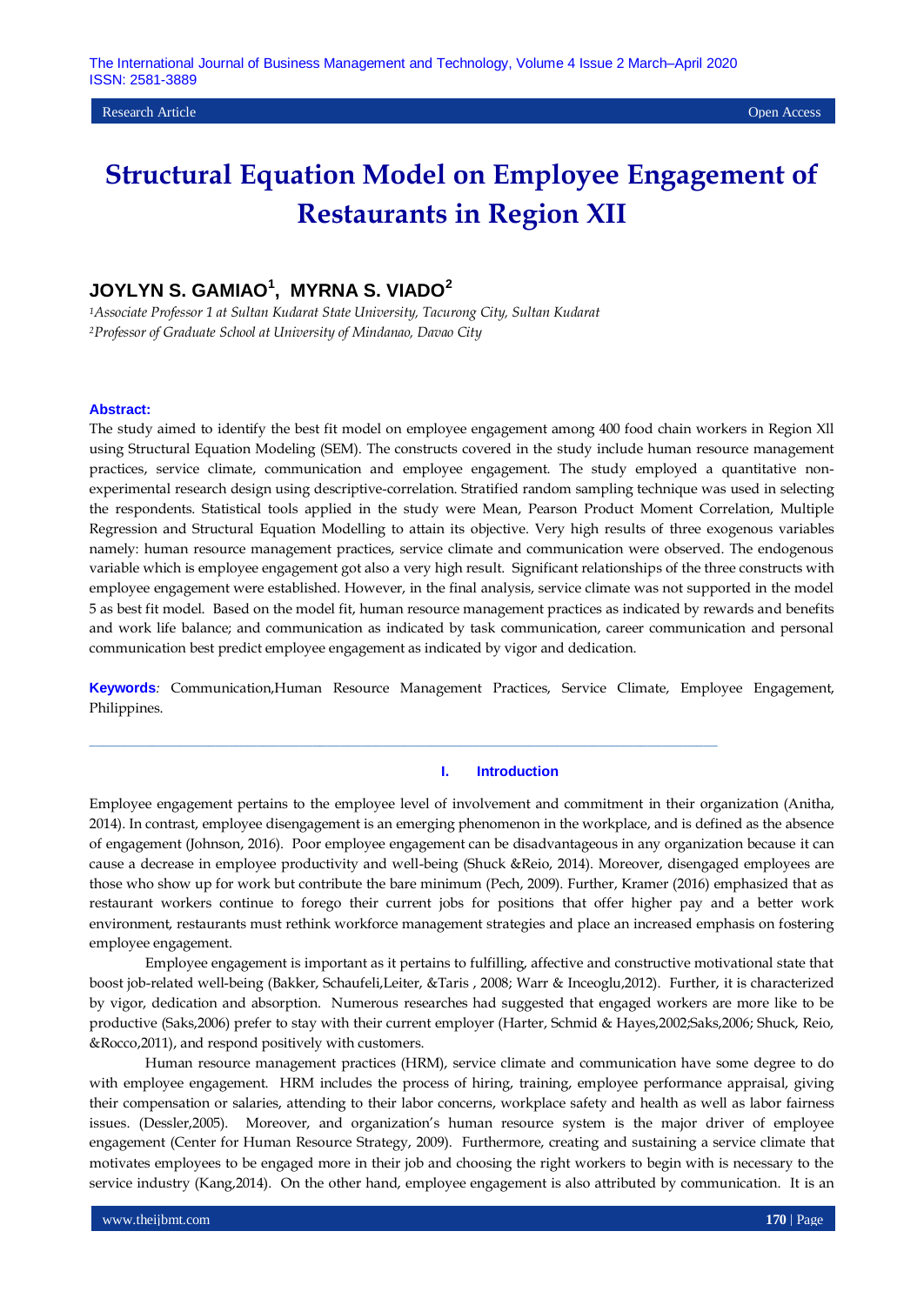Research Article | Open Access

# Structural Equation Model on Employee Engagement of Restaurants in Region XII

**JOYLYN S. GAMIAO[1], MYRNA S. VIADO[2]**

*[1]Associate Professor 1 at Sultan Kudarat State University, Tacurong City, Sultan Kudarat*
*[2]Professor of Graduate School at University of Mindanao, Davao City*

**Abstract:**
The study aimed to identify the best fit model on employee engagement among 400 food chain workers in Region Xll using Structural Equation Modeling (SEM). The constructs covered in the study include human resource management practices, service climate, communication and employee engagement. The study employed a quantitative non-experimental research design using descriptive-correlation. Stratified random sampling technique was used in selecting the respondents. Statistical tools applied in the study were Mean, Pearson Product Moment Correlation, Multiple Regression and Structural Equation Modelling to attain its objective. Very high results of three exogenous variables namely: human resource management practices, service climate and communication were observed. The endogenous variable which is employee engagement got also a very high result. Significant relationships of the three constructs with employee engagement were established. However, in the final analysis, service climate was not supported in the model 5 as best fit model. Based on the model fit, human resource management practices as indicated by rewards and benefits and work life balance; and communication as indicated by task communication, career communication and personal communication best predict employee engagement as indicated by vigor and dedication.

**Keywords**: Communication,Human Resource Management Practices, Service Climate, Employee Engagement, Philippines.

## I. Introduction

Employee engagement pertains to the employee level of involvement and commitment in their organization (Anitha, 2014). In contrast, employee disengagement is an emerging phenomenon in the workplace, and is defined as the absence of engagement (Johnson, 2016). Poor employee engagement can be disadvantageous in any organization because it can cause a decrease in employee productivity and well-being (Shuck &Reio, 2014). Moreover, disengaged employees are those who show up for work but contribute the bare minimum (Pech, 2009). Further, Kramer (2016) emphasized that as restaurant workers continue to forego their current jobs for positions that offer higher pay and a better work environment, restaurants must rethink workforce management strategies and place an increased emphasis on fostering employee engagement.

Employee engagement is important as it pertains to fulfilling, affective and constructive motivational state that boost job-related well-being (Bakker, Schaufeli,Leiter, &Taris , 2008; Warr & Inceoglu,2012). Further, it is characterized by vigor, dedication and absorption. Numerous researches had suggested that engaged workers are more like to be productive (Saks,2006) prefer to stay with their current employer (Harter, Schmid & Hayes,2002;Saks,2006; Shuck, Reio, &Rocco,2011), and respond positively with customers.

Human resource management practices (HRM), service climate and communication have some degree to do with employee engagement. HRM includes the process of hiring, training, employee performance appraisal, giving their compensation or salaries, attending to their labor concerns, workplace safety and health as well as labor fairness issues. (Dessler,2005). Moreover, and organization's human resource system is the major driver of employee engagement (Center for Human Resource Strategy, 2009). Furthermore, creating and sustaining a service climate that motivates employees to be engaged more in their job and choosing the right workers to begin with is necessary to the service industry (Kang,2014). On the other hand, employee engagement is also attributed by communication. It is an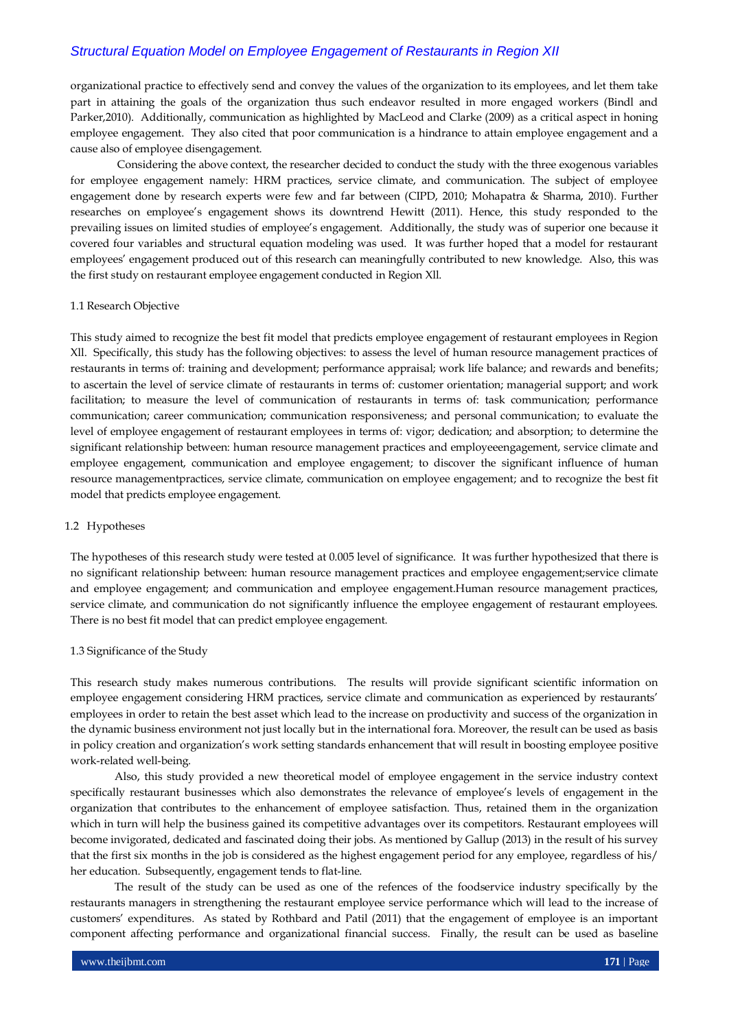organizational practice to effectively send and convey the values of the organization to its employees, and let them take part in attaining the goals of the organization thus such endeavor resulted in more engaged workers (Bindl and Parker,2010). Additionally, communication as highlighted by MacLeod and Clarke (2009) as a critical aspect in honing employee engagement. They also cited that poor communication is a hindrance to attain employee engagement and a cause also of employee disengagement.

Considering the above context, the researcher decided to conduct the study with the three exogenous variables for employee engagement namely: HRM practices, service climate, and communication. The subject of employee engagement done by research experts were few and far between (CIPD, 2010; Mohapatra & Sharma, 2010). Further researches on employee's engagement shows its downtrend Hewitt (2011). Hence, this study responded to the prevailing issues on limited studies of employee's engagement. Additionally, the study was of superior one because it covered four variables and structural equation modeling was used. It was further hoped that a model for restaurant employees' engagement produced out of this research can meaningfully contributed to new knowledge. Also, this was the first study on restaurant employee engagement conducted in Region Xll.

### 1.1 Research Objective

This study aimed to recognize the best fit model that predicts employee engagement of restaurant employees in Region Xll. Specifically, this study has the following objectives: to assess the level of human resource management practices of restaurants in terms of: training and development; performance appraisal; work life balance; and rewards and benefits; to ascertain the level of service climate of restaurants in terms of: customer orientation; managerial support; and work facilitation; to measure the level of communication of restaurants in terms of: task communication; performance communication; career communication; communication responsiveness; and personal communication; to evaluate the level of employee engagement of restaurant employees in terms of: vigor; dedication; and absorption; to determine the significant relationship between: human resource management practices and employeeengagement, service climate and employee engagement, communication and employee engagement; to discover the significant influence of human resource managementpractices, service climate, communication on employee engagement; and to recognize the best fit model that predicts employee engagement.

### 1.2 Hypotheses

The hypotheses of this research study were tested at 0.005 level of significance. It was further hypothesized that there is no significant relationship between: human resource management practices and employee engagement;service climate and employee engagement; and communication and employee engagement.Human resource management practices, service climate, and communication do not significantly influence the employee engagement of restaurant employees. There is no best fit model that can predict employee engagement.

### 1.3 Significance of the Study

This research study makes numerous contributions. The results will provide significant scientific information on employee engagement considering HRM practices, service climate and communication as experienced by restaurants' employees in order to retain the best asset which lead to the increase on productivity and success of the organization in the dynamic business environment not just locally but in the international fora. Moreover, the result can be used as basis in policy creation and organization's work setting standards enhancement that will result in boosting employee positive work-related well-being.

Also, this study provided a new theoretical model of employee engagement in the service industry context specifically restaurant businesses which also demonstrates the relevance of employee's levels of engagement in the organization that contributes to the enhancement of employee satisfaction. Thus, retained them in the organization which in turn will help the business gained its competitive advantages over its competitors. Restaurant employees will become invigorated, dedicated and fascinated doing their jobs. As mentioned by Gallup (2013) in the result of his survey that the first six months in the job is considered as the highest engagement period for any employee, regardless of his/ her education. Subsequently, engagement tends to flat-line.

The result of the study can be used as one of the refences of the foodservice industry specifically by the restaurants managers in strengthening the restaurant employee service performance which will lead to the increase of customers' expenditures. As stated by Rothbard and Patil (2011) that the engagement of employee is an important component affecting performance and organizational financial success. Finally, the result can be used as baseline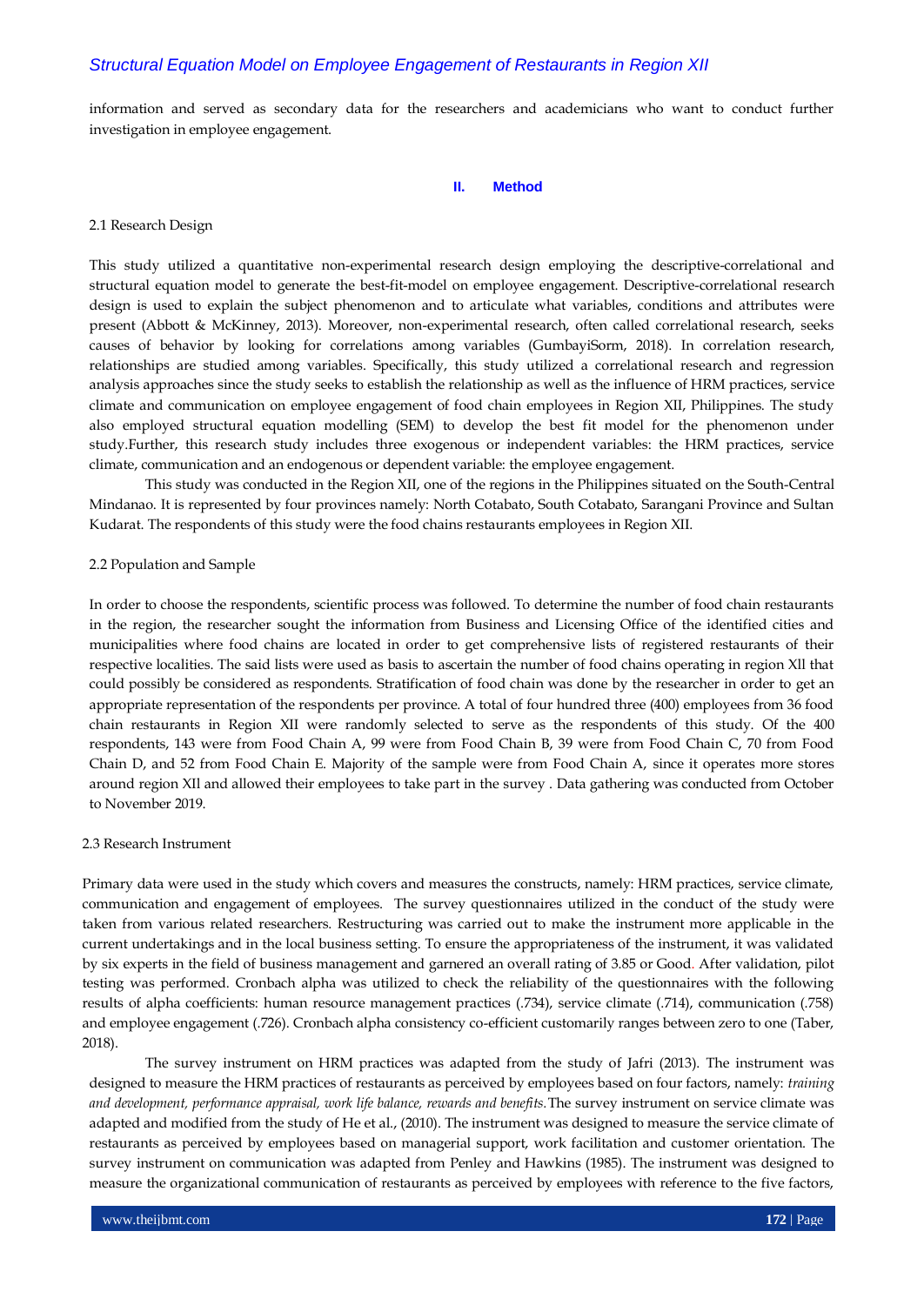information and served as secondary data for the researchers and academicians who want to conduct further investigation in employee engagement.

## II. Method

### 2.1 Research Design

This study utilized a quantitative non-experimental research design employing the descriptive-correlational and structural equation model to generate the best-fit-model on employee engagement. Descriptive-correlational research design is used to explain the subject phenomenon and to articulate what variables, conditions and attributes were present (Abbott & McKinney, 2013). Moreover, non-experimental research, often called correlational research, seeks causes of behavior by looking for correlations among variables (GumbayiSorm, 2018). In correlation research, relationships are studied among variables. Specifically, this study utilized a correlational research and regression analysis approaches since the study seeks to establish the relationship as well as the influence of HRM practices, service climate and communication on employee engagement of food chain employees in Region XII, Philippines. The study also employed structural equation modelling (SEM) to develop the best fit model for the phenomenon under study.Further, this research study includes three exogenous or independent variables: the HRM practices, service climate, communication and an endogenous or dependent variable: the employee engagement.

This study was conducted in the Region XII, one of the regions in the Philippines situated on the South-Central Mindanao. It is represented by four provinces namely: North Cotabato, South Cotabato, Sarangani Province and Sultan Kudarat. The respondents of this study were the food chains restaurants employees in Region XII.

### 2.2 Population and Sample

In order to choose the respondents, scientific process was followed. To determine the number of food chain restaurants in the region, the researcher sought the information from Business and Licensing Office of the identified cities and municipalities where food chains are located in order to get comprehensive lists of registered restaurants of their respective localities. The said lists were used as basis to ascertain the number of food chains operating in region Xll that could possibly be considered as respondents. Stratification of food chain was done by the researcher in order to get an appropriate representation of the respondents per province. A total of four hundred three (400) employees from 36 food chain restaurants in Region XII were randomly selected to serve as the respondents of this study. Of the 400 respondents, 143 were from Food Chain A, 99 were from Food Chain B, 39 were from Food Chain C, 70 from Food Chain D, and 52 from Food Chain E. Majority of the sample were from Food Chain A, since it operates more stores around region XIl and allowed their employees to take part in the survey . Data gathering was conducted from October to November 2019.

### 2.3 Research Instrument

Primary data were used in the study which covers and measures the constructs, namely: HRM practices, service climate, communication and engagement of employees. The survey questionnaires utilized in the conduct of the study were taken from various related researchers. Restructuring was carried out to make the instrument more applicable in the current undertakings and in the local business setting. To ensure the appropriateness of the instrument, it was validated by six experts in the field of business management and garnered an overall rating of 3.85 or Good. After validation, pilot testing was performed. Cronbach alpha was utilized to check the reliability of the questionnaires with the following results of alpha coefficients: human resource management practices (.734), service climate (.714), communication (.758) and employee engagement (.726). Cronbach alpha consistency co-efficient customarily ranges between zero to one (Taber, 2018).

The survey instrument on HRM practices was adapted from the study of Jafri (2013). The instrument was designed to measure the HRM practices of restaurants as perceived by employees based on four factors, namely: *training and development, performance appraisal, work life balance, rewards and benefits.* The survey instrument on service climate was adapted and modified from the study of He et al., (2010). The instrument was designed to measure the service climate of restaurants as perceived by employees based on managerial support, work facilitation and customer orientation. The survey instrument on communication was adapted from Penley and Hawkins (1985). The instrument was designed to measure the organizational communication of restaurants as perceived by employees with reference to the five factors,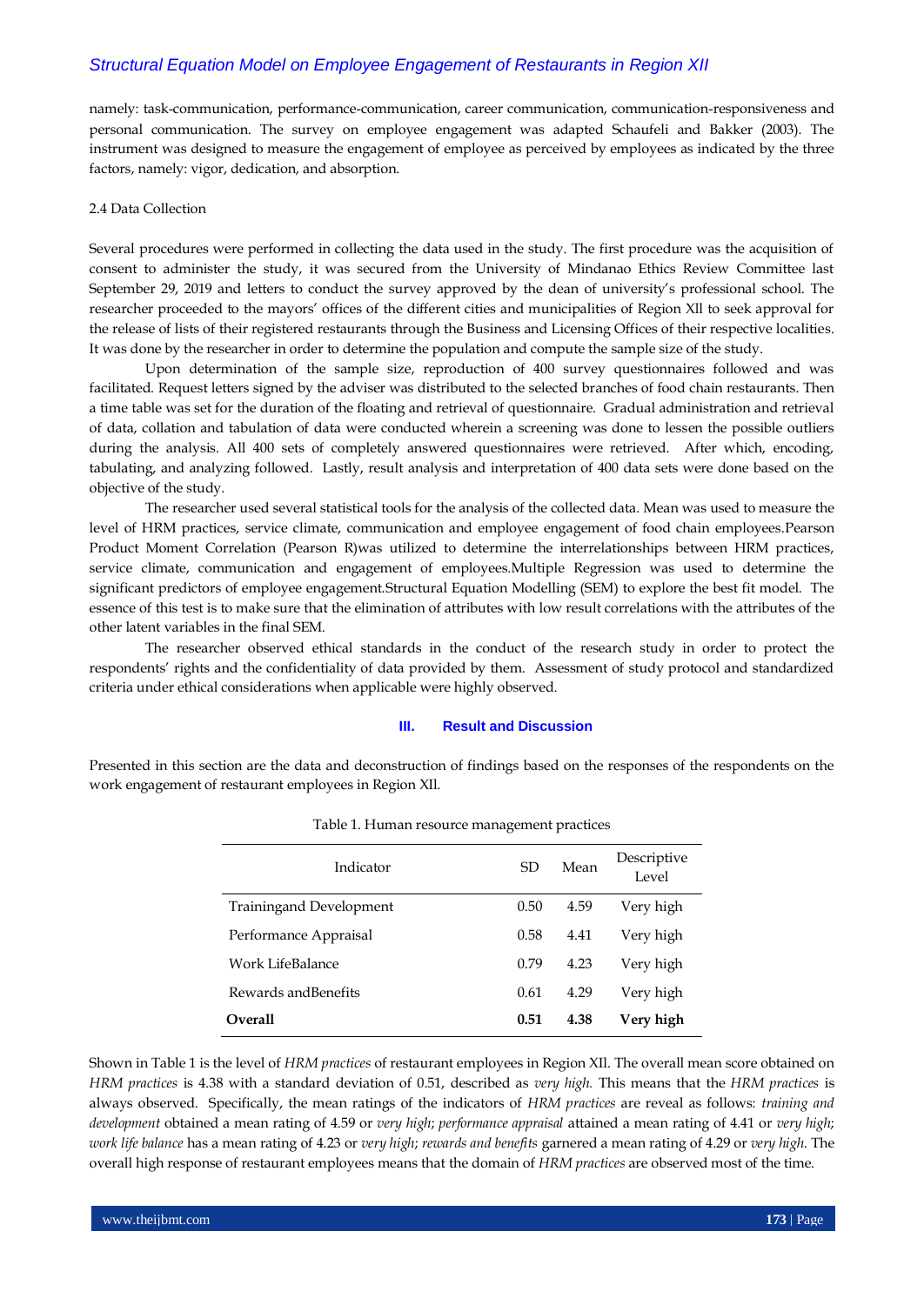namely: task-communication, performance-communication, career communication, communication-responsiveness and personal communication. The survey on employee engagement was adapted Schaufeli and Bakker (2003). The instrument was designed to measure the engagement of employee as perceived by employees as indicated by the three factors, namely: vigor, dedication, and absorption.

2.4 Data Collection

Several procedures were performed in collecting the data used in the study. The first procedure was the acquisition of consent to administer the study, it was secured from the University of Mindanao Ethics Review Committee last September 29, 2019 and letters to conduct the survey approved by the dean of university's professional school. The researcher proceeded to the mayors' offices of the different cities and municipalities of Region Xll to seek approval for the release of lists of their registered restaurants through the Business and Licensing Offices of their respective localities. It was done by the researcher in order to determine the population and compute the sample size of the study.

Upon determination of the sample size, reproduction of 400 survey questionnaires followed and was facilitated. Request letters signed by the adviser was distributed to the selected branches of food chain restaurants. Then a time table was set for the duration of the floating and retrieval of questionnaire. Gradual administration and retrieval of data, collation and tabulation of data were conducted wherein a screening was done to lessen the possible outliers during the analysis. All 400 sets of completely answered questionnaires were retrieved. After which, encoding, tabulating, and analyzing followed. Lastly, result analysis and interpretation of 400 data sets were done based on the objective of the study.

The researcher used several statistical tools for the analysis of the collected data. Mean was used to measure the level of HRM practices, service climate, communication and employee engagement of food chain employees.Pearson Product Moment Correlation (Pearson R)was utilized to determine the interrelationships between HRM practices, service climate, communication and engagement of employees.Multiple Regression was used to determine the significant predictors of employee engagement.Structural Equation Modelling (SEM) to explore the best fit model. The essence of this test is to make sure that the elimination of attributes with low result correlations with the attributes of the other latent variables in the final SEM.

The researcher observed ethical standards in the conduct of the research study in order to protect the respondents' rights and the confidentiality of data provided by them. Assessment of study protocol and standardized criteria under ethical considerations when applicable were highly observed.

## III. Result and Discussion

Presented in this section are the data and deconstruction of findings based on the responses of the respondents on the work engagement of restaurant employees in Region Xll.

Table 1. Human resource management practices

| Indicator | SD | Mean | Descriptive Level |
|---|---|---|---|
| Trainingand Development | 0.50 | 4.59 | Very high |
| Performance Appraisal | 0.58 | 4.41 | Very high |
| Work LifeBalance | 0.79 | 4.23 | Very high |
| Rewards andBenefits | 0.61 | 4.29 | Very high |
| **Overall** | **0.51** | **4.38** | **Very high** |

Shown in Table 1 is the level of *HRM practices* of restaurant employees in Region XII. The overall mean score obtained on *HRM practices* is 4.38 with a standard deviation of 0.51, described as *very high.* This means that the *HRM practices* is always observed. Specifically, the mean ratings of the indicators of *HRM practices* are reveal as follows: *training and development* obtained a mean rating of 4.59 or *very high*; *performance appraisal* attained a mean rating of 4.41 or *very high*; *work life balance* has a mean rating of 4.23 or *very high*; *rewards and benefits* garnered a mean rating of 4.29 or *very high*. The overall high response of restaurant employees means that the domain of *HRM practices* are observed most of the time.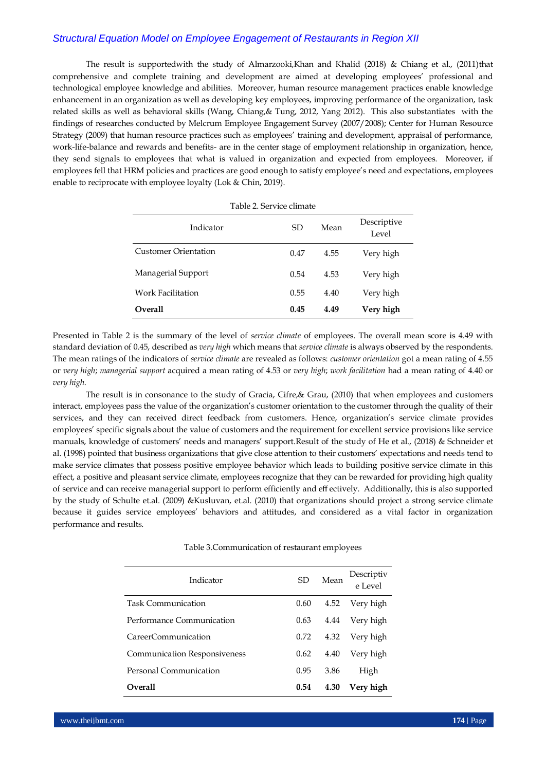The result is supportedwith the study of Almarzooki,Khan and Khalid (2018) & Chiang et al., (2011)that comprehensive and complete training and development are aimed at developing employees' professional and technological employee knowledge and abilities. Moreover, human resource management practices enable knowledge enhancement in an organization as well as developing key employees, improving performance of the organization, task related skills as well as behavioral skills (Wang, Chiang,& Tung, 2012, Yang 2012). This also substantiates with the findings of researches conducted by Melcrum Employee Engagement Survey (2007/2008); Center for Human Resource Strategy (2009) that human resource practices such as employees' training and development, appraisal of performance, work-life-balance and rewards and benefits- are in the center stage of employment relationship in organization, hence, they send signals to employees that what is valued in organization and expected from employees. Moreover, if employees fell that HRM policies and practices are good enough to satisfy employee's need and expectations, employees enable to reciprocate with employee loyalty (Lok & Chin, 2019).

Table 2. Service climate

| Indicator | SD | Mean | Descriptive Level |
|---|---|---|---|
| Customer Orientation | 0.47 | 4.55 | Very high |
| Managerial Support | 0.54 | 4.53 | Very high |
| Work Facilitation | 0.55 | 4.40 | Very high |
| **Overall** | **0.45** | **4.49** | **Very high** |

Presented in Table 2 is the summary of the level of *service climate* of employees. The overall mean score is 4.49 with standard deviation of 0.45, described as *very high* which means that *service climate* is always observed by the respondents. The mean ratings of the indicators of *service climate* are revealed as follows: *customer orientation* got a mean rating of 4.55 or *very high*; *managerial support* acquired a mean rating of 4.53 or *very high*; *work facilitation* had a mean rating of 4.40 or *very high*.

The result is in consonance to the study of Gracia, Cifre,& Grau, (2010) that when employees and customers interact, employees pass the value of the organization's customer orientation to the customer through the quality of their services, and they can received direct feedback from customers. Hence, organization's service climate provides employees' specific signals about the value of customers and the requirement for excellent service provisions like service manuals, knowledge of customers' needs and managers' support.Result of the study of He et al., (2018) & Schneider et al. (1998) pointed that business organizations that give close attention to their customers' expectations and needs tend to make service climates that possess positive employee behavior which leads to building positive service climate in this effect, a positive and pleasant service climate, employees recognize that they can be rewarded for providing high quality of service and can receive managerial support to perform efficiently and eff ectively. Additionally, this is also supported by the study of Schulte et.al. (2009) &Kusluvan, et.al. (2010) that organizations should project a strong service climate because it guides service employees' behaviors and attitudes, and considered as a vital factor in organization performance and results.

Table 3.Communication of restaurant employees

| Indicator | SD | Mean | Descriptive Level |
|---|---|---|---|
| Task Communication | 0.60 | 4.52 | Very high |
| Performance Communication | 0.63 | 4.44 | Very high |
| CareerCommunication | 0.72 | 4.32 | Very high |
| Communication Responsiveness | 0.62 | 4.40 | Very high |
| Personal Communication | 0.95 | 3.86 | High |
| **Overall** | **0.54** | **4.30** | **Very high** |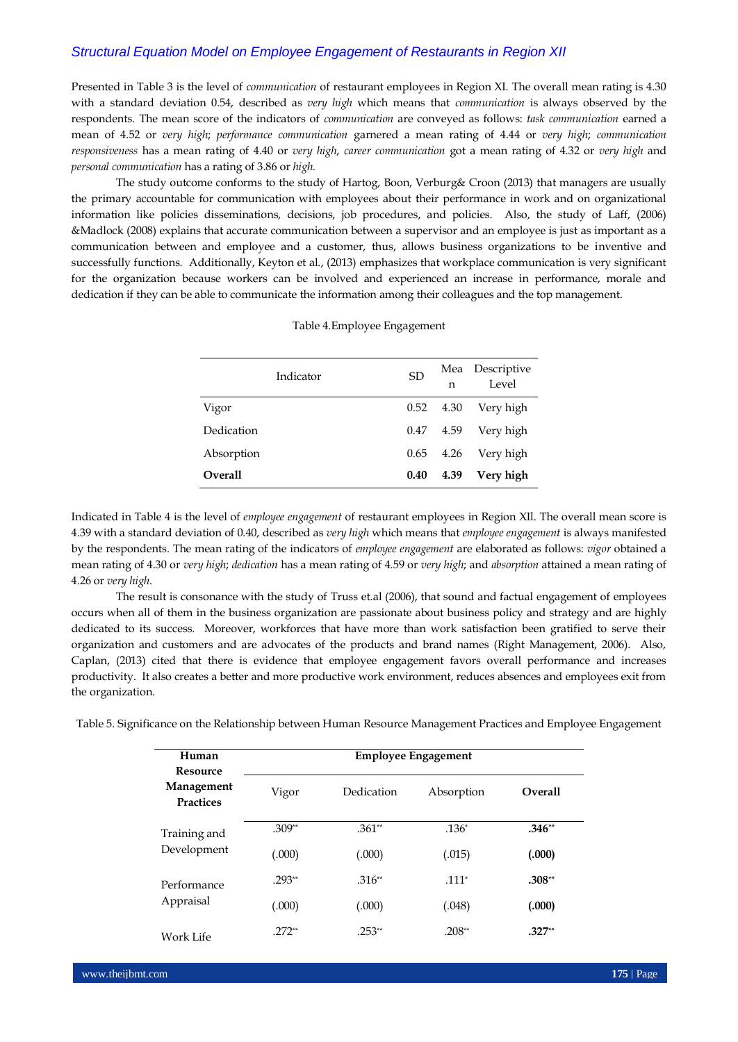Presented in Table 3 is the level of *communication* of restaurant employees in Region XI. The overall mean rating is 4.30 with a standard deviation 0.54, described as *very high* which means that *communication* is always observed by the respondents. The mean score of the indicators of *communication* are conveyed as follows: *task communication* earned a mean of 4.52 or *very high*; *performance communication* garnered a mean rating of 4.44 or *very high*; *communication responsiveness* has a mean rating of 4.40 or *very high*, *career communication* got a mean rating of 4.32 or *very high* and *personal communication* has a rating of 3.86 or *high.*

The study outcome conforms to the study of Hartog, Boon, Verburg& Croon (2013) that managers are usually the primary accountable for communication with employees about their performance in work and on organizational information like policies disseminations, decisions, job procedures, and policies. Also, the study of Laff, (2006) &Madlock (2008) explains that accurate communication between a supervisor and an employee is just as important as a communication between and employee and a customer, thus, allows business organizations to be inventive and successfully functions. Additionally, Keyton et al., (2013) emphasizes that workplace communication is very significant for the organization because workers can be involved and experienced an increase in performance, morale and dedication if they can be able to communicate the information among their colleagues and the top management.

Table 4.Employee Engagement

| Indicator | SD | Mean | Descriptive Level |
|---|---|---|---|
| Vigor | 0.52 | 4.30 | Very high |
| Dedication | 0.47 | 4.59 | Very high |
| Absorption | 0.65 | 4.26 | Very high |
| **Overall** | **0.40** | **4.39** | **Very high** |

Indicated in Table 4 is the level of *employee engagement* of restaurant employees in Region XII. The overall mean score is 4.39 with a standard deviation of 0.40, described as *very high* which means that *employee engagement* is always manifested by the respondents. The mean rating of the indicators of *employee engagement* are elaborated as follows: *vigor* obtained a mean rating of 4.30 or *very high*; *dedication* has a mean rating of 4.59 or *very high*; and *absorption* attained a mean rating of 4.26 or *very high*.

The result is consonance with the study of Truss et.al (2006), that sound and factual engagement of employees occurs when all of them in the business organization are passionate about business policy and strategy and are highly dedicated to its success. Moreover, workforces that have more than work satisfaction been gratified to serve their organization and customers and are advocates of the products and brand names (Right Management, 2006). Also, Caplan, (2013) cited that there is evidence that employee engagement favors overall performance and increases productivity. It also creates a better and more productive work environment, reduces absences and employees exit from the organization.

Table 5. Significance on the Relationship between Human Resource Management Practices and Employee Engagement

| Human Resource Management Practices | Employee Engagement | | | |
|---|---|---|---|---|
| | Vigor | Dedication | Absorption | **Overall** |
| Training and Development | .309** | .361** | .136* | **.346****|
| | (.000) | (.000) | (.015) | **(.000)** |
| Performance Appraisal | .293** | .316** | .111* | **.308**** |
| | (.000) | (.000) | (.048) | **(.000)** |
| Work Life | .272** | .253** | .208** | **.327**** |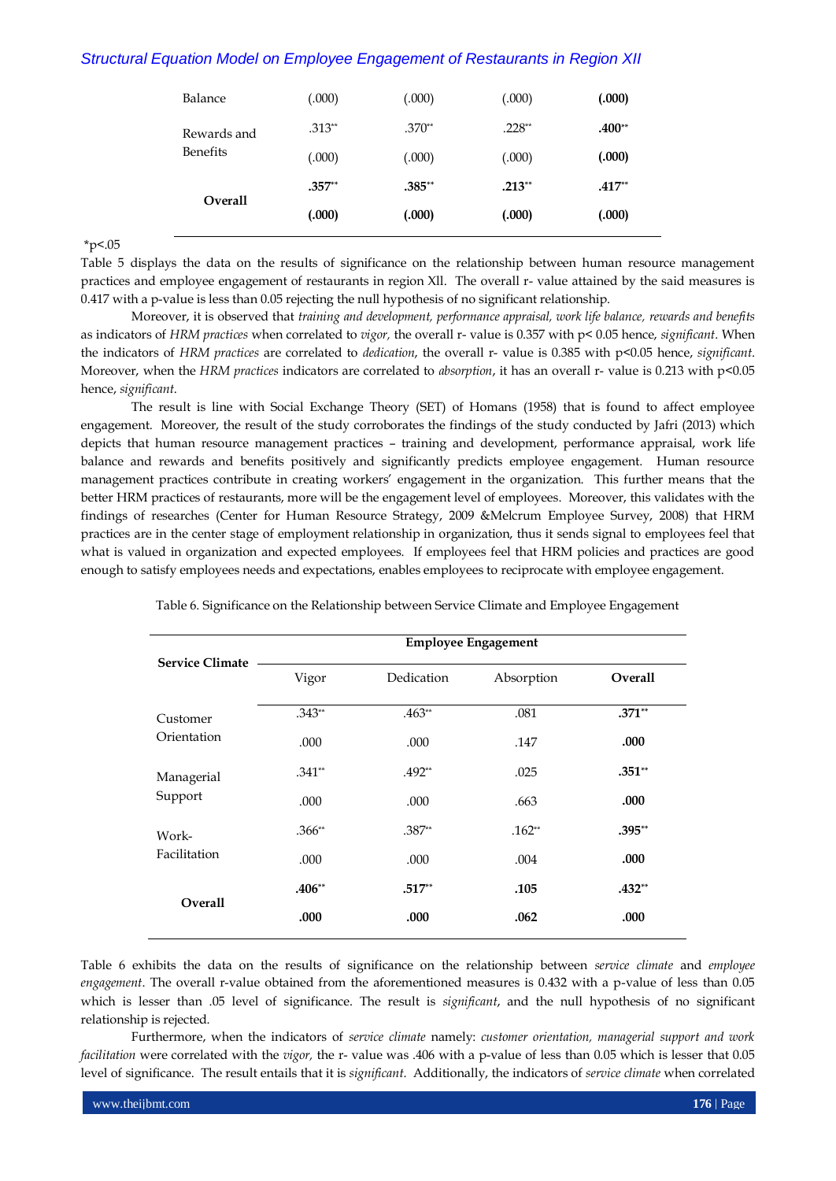| | | | | |
|---|---|---|---|---|
| Balance | (.000) | (.000) | (.000) | **(.000)** |
| Rewards and Benefits | .313** | .370** | .228** | **.400**** |
| | (.000) | (.000) | (.000) | **(.000)** |
| **Overall** | **.357**** | **.385**** | **.213**** | **.417**** |
| | **(.000)** | **(.000)** | **(.000)** | **(.000)** |

*p<.05

Table 5 displays the data on the results of significance on the relationship between human resource management practices and employee engagement of restaurants in region XII. The overall r- value attained by the said measures is 0.417 with a p-value is less than 0.05 rejecting the null hypothesis of no significant relationship.

Moreover, it is observed that *training and development, performance appraisal, work life balance, rewards and benefits* as indicators of *HRM practices* when correlated to *vigor,* the overall r- value is 0.357 with p< 0.05 hence, *significant*. When the indicators of *HRM practices* are correlated to *dedication*, the overall r- value is 0.385 with p<0.05 hence, *significant*. Moreover, when the *HRM practices* indicators are correlated to *absorption*, it has an overall r- value is 0.213 with p<0.05 hence, *significant.*

The result is line with Social Exchange Theory (SET) of Homans (1958) that is found to affect employee engagement. Moreover, the result of the study corroborates the findings of the study conducted by Jafri (2013) which depicts that human resource management practices – training and development, performance appraisal, work life balance and rewards and benefits positively and significantly predicts employee engagement. Human resource management practices contribute in creating workers' engagement in the organization. This further means that the better HRM practices of restaurants, more will be the engagement level of employees. Moreover, this validates with the findings of researches (Center for Human Resource Strategy, 2009 &Melcrum Employee Survey, 2008) that HRM practices are in the center stage of employment relationship in organization, thus it sends signal to employees feel that what is valued in organization and expected employees. If employees feel that HRM policies and practices are good enough to satisfy employees needs and expectations, enables employees to reciprocate with employee engagement.

Table 6. Significance on the Relationship between Service Climate and Employee Engagement

| **Service Climate** | **Employee Engagement** | | | |
|---|---|---|---|---|
| | Vigor | Dedication | Absorption | **Overall** |
| Customer Orientation | .343** | .463** | .081 | **.371**** |
| | .000 | .000 | .147 | **.000** |
| Managerial Support | .341** | .492** | .025 | **.351**** |
| | .000 | .000 | .663 | **.000** |
| Work-Facilitation | .366** | .387** | .162** | **.395**** |
| | .000 | .000 | .004 | **.000** |
| **Overall** | **.406**** | **.517**** | **.105** | **.432**** |
| | **.000** | **.000** | **.062** | **.000** |

Table 6 exhibits the data on the results of significance on the relationship between *service climate* and *employee engagement*. The overall r-value obtained from the aforementioned measures is 0.432 with a p-value of less than 0.05 which is lesser than .05 level of significance. The result is *significant*, and the null hypothesis of no significant relationship is rejected.

Furthermore, when the indicators of *service climate* namely: *customer orientation, managerial support and work facilitation* were correlated with the *vigor,* the r- value was .406 with a p-value of less than 0.05 which is lesser that 0.05 level of significance. The result entails that it is *significant.* Additionally, the indicators of *service climate* when correlated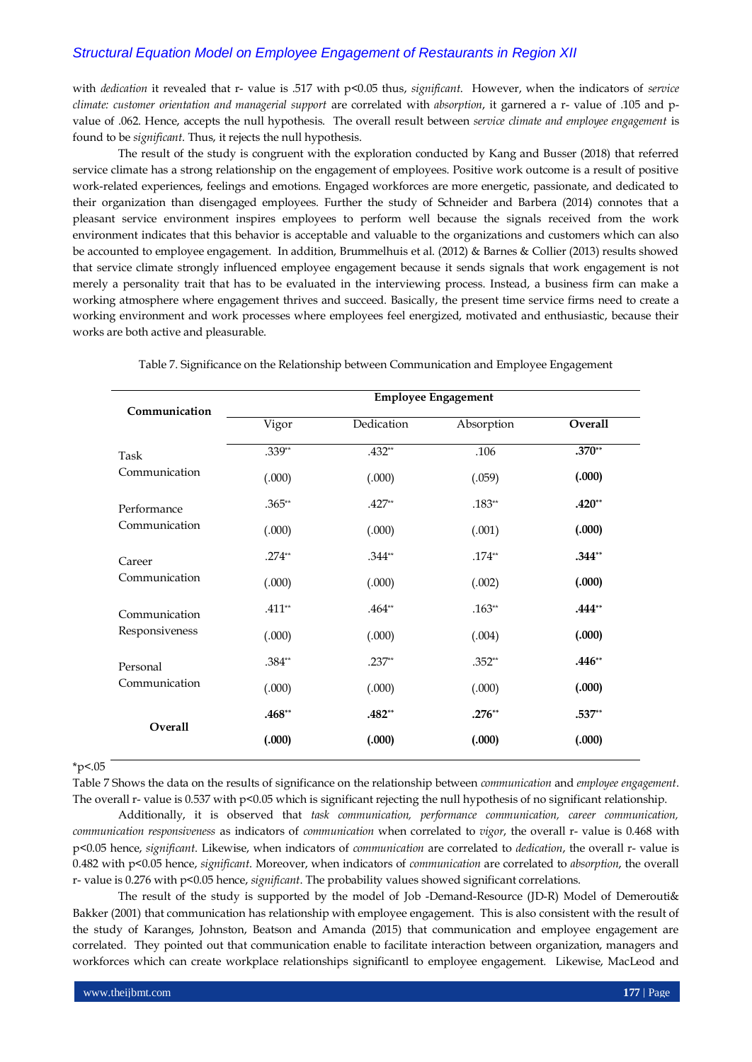with *dedication* it revealed that r- value is .517 with p<0.05 thus, *significant*. However, when the indicators of *service climate: customer orientation and managerial support* are correlated with *absorption*, it garnered a r- value of .105 and p-value of .062. Hence, accepts the null hypothesis. The overall result between *service climate and employee engagement* is found to be *significant*. Thus, it rejects the null hypothesis.

The result of the study is congruent with the exploration conducted by Kang and Busser (2018) that referred service climate has a strong relationship on the engagement of employees. Positive work outcome is a result of positive work-related experiences, feelings and emotions. Engaged workforces are more energetic, passionate, and dedicated to their organization than disengaged employees. Further the study of Schneider and Barbera (2014) connotes that a pleasant service environment inspires employees to perform well because the signals received from the work environment indicates that this behavior is acceptable and valuable to the organizations and customers which can also be accounted to employee engagement. In addition, Brummelhuis et al. (2012) & Barnes & Collier (2013) results showed that service climate strongly influenced employee engagement because it sends signals that work engagement is not merely a personality trait that has to be evaluated in the interviewing process. Instead, a business firm can make a working atmosphere where engagement thrives and succeed. Basically, the present time service firms need to create a working environment and work processes where employees feel energized, motivated and enthusiastic, because their works are both active and pleasurable.

Table 7. Significance on the Relationship between Communication and Employee Engagement

| Communication | Employee Engagement | | | |
|---|---|---|---|---|
| | Vigor | Dedication | Absorption | **Overall** |
| Task Communication | .339** (.000) | .432** (.000) | .106 (.059) | **.370**** **(.000)** |
| Performance Communication | .365** (.000) | .427** (.000) | .183** (.001) | **.420**** **(.000)** |
| Career Communication | .274** (.000) | .344** (.000) | .174** (.002) | **.344**** **(.000)** |
| Communication Responsiveness | .411** (.000) | .464** (.000) | .163** (.004) | **.444**** **(.000)** |
| Personal Communication | .384** (.000) | .237** (.000) | .352** (.000) | **.446**** **(.000)** |
| **Overall** | **.468**** **(.000)** | **.482**** **(.000)** | **.276**** **(.000)** | **.537**** **(.000)** |

*p<.05

Table 7 Shows the data on the results of significance on the relationship between *communication* and *employee engagement*. The overall r- value is 0.537 with p<0.05 which is significant rejecting the null hypothesis of no significant relationship.

Additionally, it is observed that *task communication, performance communication, career communication, communication responsiveness* as indicators of *communication* when correlated to *vigor*, the overall r- value is 0.468 with p<0.05 hence, *significant*. Likewise, when indicators of *communication* are correlated to *dedication*, the overall r- value is 0.482 with p<0.05 hence, *significant*. Moreover, when indicators of *communication* are correlated to *absorption*, the overall r- value is 0.276 with p<0.05 hence, *significant*. The probability values showed significant correlations.

The result of the study is supported by the model of Job -Demand-Resource (JD-R) Model of Demerouti& Bakker (2001) that communication has relationship with employee engagement. This is also consistent with the result of the study of Karanges, Johnston, Beatson and Amanda (2015) that communication and employee engagement are correlated. They pointed out that communication enable to facilitate interaction between organization, managers and workforces which can create workplace relationships significantl to employee engagement. Likewise, MacLeod and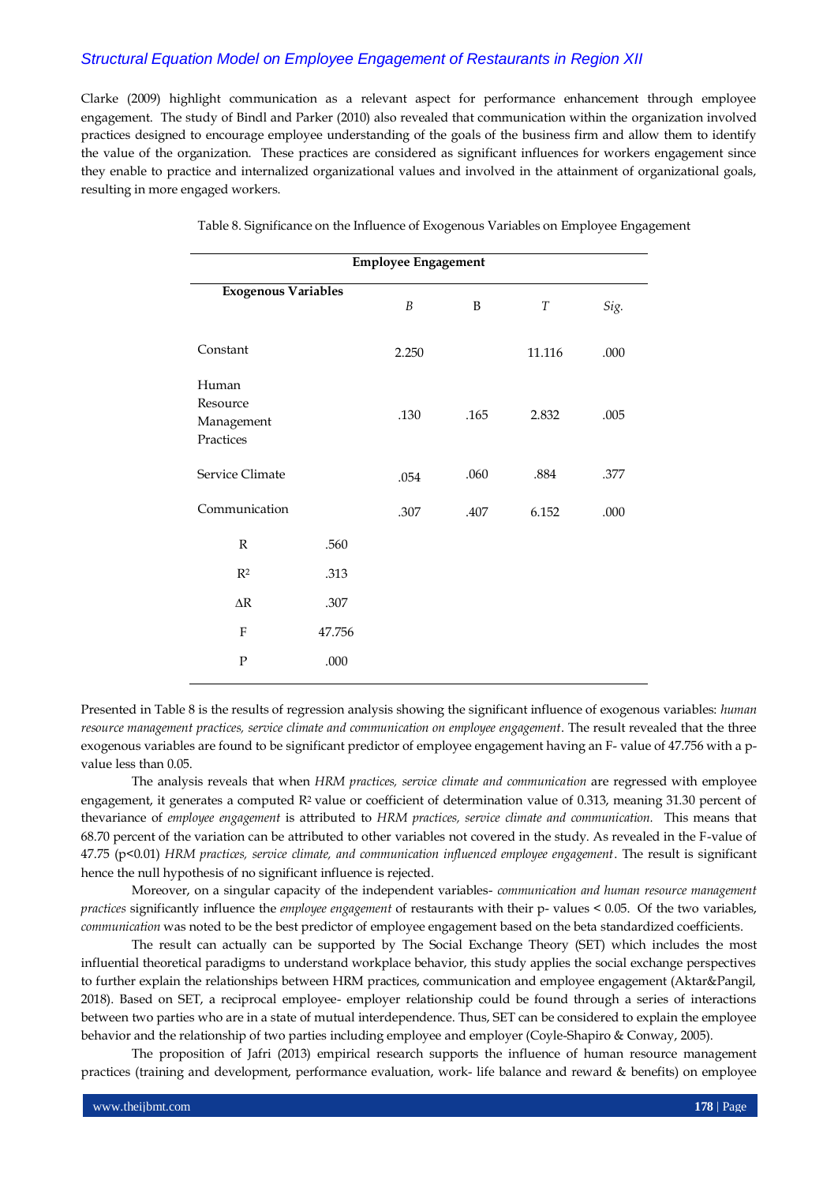Clarke (2009) highlight communication as a relevant aspect for performance enhancement through employee engagement. The study of Bindl and Parker (2010) also revealed that communication within the organization involved practices designed to encourage employee understanding of the goals of the business firm and allow them to identify the value of the organization. These practices are considered as significant influences for workers engagement since they enable to practice and internalized organizational values and involved in the attainment of organizational goals, resulting in more engaged workers.

Table 8. Significance on the Influence of Exogenous Variables on Employee Engagement

| **Employee Engagement** | | | | | |
|---|---|---|---|---|---|
| **Exogenous Variables** | | *B* | Β | *T* | *Sig.* |
| Constant | | 2.250 | | 11.116 | .000 |
| Human Resource Management Practices | | .130 | .165 | 2.832 | .005 |
| Service Climate | | .054 | .060 | .884 | .377 |
| Communication | | .307 | .407 | 6.152 | .000 |
| R | .560 | | | | |
| $R^2$ | .313 | | | | |
| ΔR | .307 | | | | |
| F | 47.756 | | | | |
| P | .000 | | | | |

Presented in Table 8 is the results of regression analysis showing the significant influence of exogenous variables: *human resource management practices, service climate and communication on employee engagement*. The result revealed that the three exogenous variables are found to be significant predictor of employee engagement having an F- value of 47.756 with a p-value less than 0.05.

The analysis reveals that when *HRM practices, service climate and communication* are regressed with employee engagement, it generates a computed $R^2$ value or coefficient of determination value of 0.313, meaning 31.30 percent of thevariance of *employee engagement* is attributed to *HRM practices, service climate and communication.* This means that 68.70 percent of the variation can be attributed to other variables not covered in the study. As revealed in the F-value of 47.75 ($p<0.01$) *HRM practices, service climate, and communication influenced employee engagement*. The result is significant hence the null hypothesis of no significant influence is rejected.

Moreover, on a singular capacity of the independent variables- *communication and human resource management practices* significantly influence the *employee engagement* of restaurants with their p- values < 0.05. Of the two variables, *communication* was noted to be the best predictor of employee engagement based on the beta standardized coefficients.

The result can actually can be supported by The Social Exchange Theory (SET) which includes the most influential theoretical paradigms to understand workplace behavior, this study applies the social exchange perspectives to further explain the relationships between HRM practices, communication and employee engagement (Aktar&Pangil, 2018). Based on SET, a reciprocal employee- employer relationship could be found through a series of interactions between two parties who are in a state of mutual interdependence. Thus, SET can be considered to explain the employee behavior and the relationship of two parties including employee and employer (Coyle-Shapiro & Conway, 2005).

The proposition of Jafri (2013) empirical research supports the influence of human resource management practices (training and development, performance evaluation, work- life balance and reward & benefits) on employee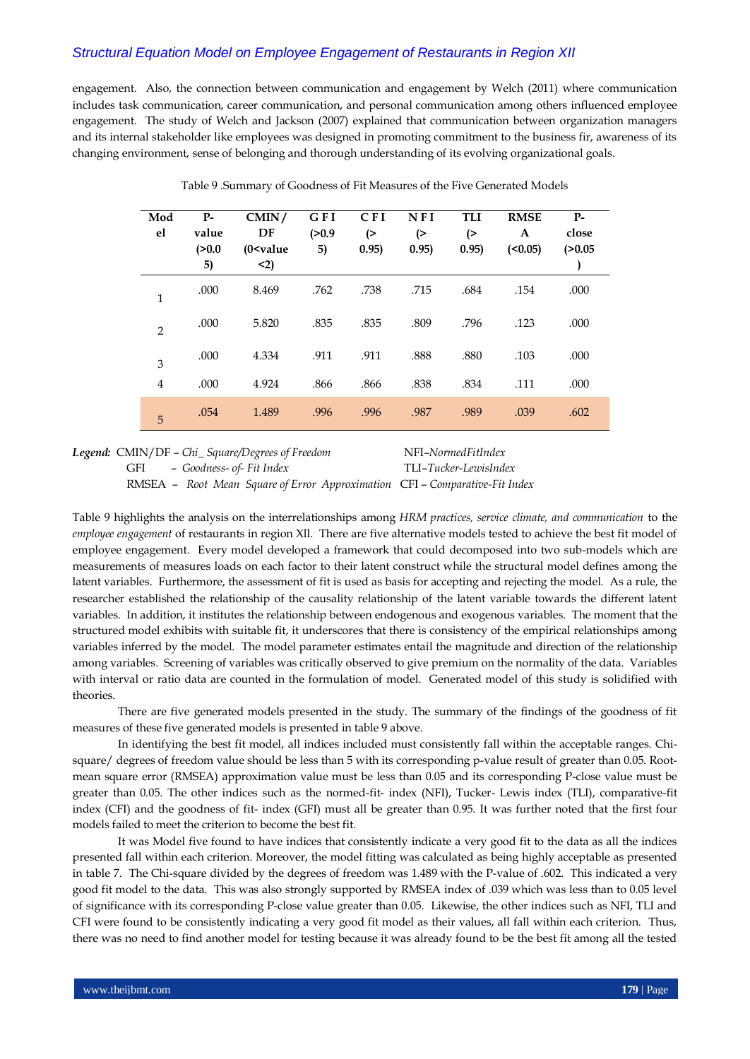engagement. Also, the connection between communication and engagement by Welch (2011) where communication includes task communication, career communication, and personal communication among others influenced employee engagement. The study of Welch and Jackson (2007) explained that communication between organization managers and its internal stakeholder like employees was designed in promoting commitment to the business fir, awareness of its changing environment, sense of belonging and thorough understanding of its evolving organizational goals.

Table 9 .Summary of Goodness of Fit Measures of the Five Generated Models

| Model | P-value (>0.05) | CMIN/DF (0<value <2) | GFI (>0.95) | CFI (> 0.95) | NFI (> 0.95) | TLI (> 0.95) | RMSEA (<0.05) | P-close (>0.05) |
|---|---|---|---|---|---|---|---|---|
| 1 | .000 | 8.469 | .762 | .738 | .715 | .684 | .154 | .000 |
| 2 | .000 | 5.820 | .835 | .835 | .809 | .796 | .123 | .000 |
| 3 | .000 | 4.334 | .911 | .911 | .888 | .880 | .103 | .000 |
| 4 | .000 | 4.924 | .866 | .866 | .838 | .834 | .111 | .000 |
| 5 | .054 | 1.489 | .996 | .996 | .987 | .989 | .039 | .602 |

***Legend:*** CMIN/DF – *Chi_ Square/Degrees of Freedom* NFI–*NormedFitIndex*
GFI – *Goodness- of- Fit Index* TLI–*Tucker-LewisIndex*
RMSEA – *Root Mean Square of Error Approximation* CFI – *Comparative-Fit Index*

Table 9 highlights the analysis on the interrelationships among *HRM practices, service climate, and communication* to the *employee engagement* of restaurants in region XII. There are five alternative models tested to achieve the best fit model of employee engagement. Every model developed a framework that could decomposed into two sub-models which are measurements of measures loads on each factor to their latent construct while the structural model defines among the latent variables. Furthermore, the assessment of fit is used as basis for accepting and rejecting the model. As a rule, the researcher established the relationship of the causality relationship of the latent variable towards the different latent variables. In addition, it institutes the relationship between endogenous and exogenous variables. The moment that the structured model exhibits with suitable fit, it underscores that there is consistency of the empirical relationships among variables inferred by the model. The model parameter estimates entail the magnitude and direction of the relationship among variables. Screening of variables was critically observed to give premium on the normality of the data. Variables with interval or ratio data are counted in the formulation of model. Generated model of this study is solidified with theories.

There are five generated models presented in the study. The summary of the findings of the goodness of fit measures of these five generated models is presented in table 9 above.

In identifying the best fit model, all indices included must consistently fall within the acceptable ranges. Chi-square/ degrees of freedom value should be less than 5 with its corresponding p-value result of greater than 0.05. Root-mean square error (RMSEA) approximation value must be less than 0.05 and its corresponding P-close value must be greater than 0.05. The other indices such as the normed-fit- index (NFI), Tucker- Lewis index (TLI), comparative-fit index (CFI) and the goodness of fit- index (GFI) must all be greater than 0.95. It was further noted that the first four models failed to meet the criterion to become the best fit.

It was Model five found to have indices that consistently indicate a very good fit to the data as all the indices presented fall within each criterion. Moreover, the model fitting was calculated as being highly acceptable as presented in table 7. The Chi-square divided by the degrees of freedom was 1.489 with the P-value of .602. This indicated a very good fit model to the data. This was also strongly supported by RMSEA index of .039 which was less than to 0.05 level of significance with its corresponding P-close value greater than 0.05. Likewise, the other indices such as NFI, TLI and CFI were found to be consistently indicating a very good fit model as their values, all fall within each criterion. Thus, there was no need to find another model for testing because it was already found to be the best fit among all the tested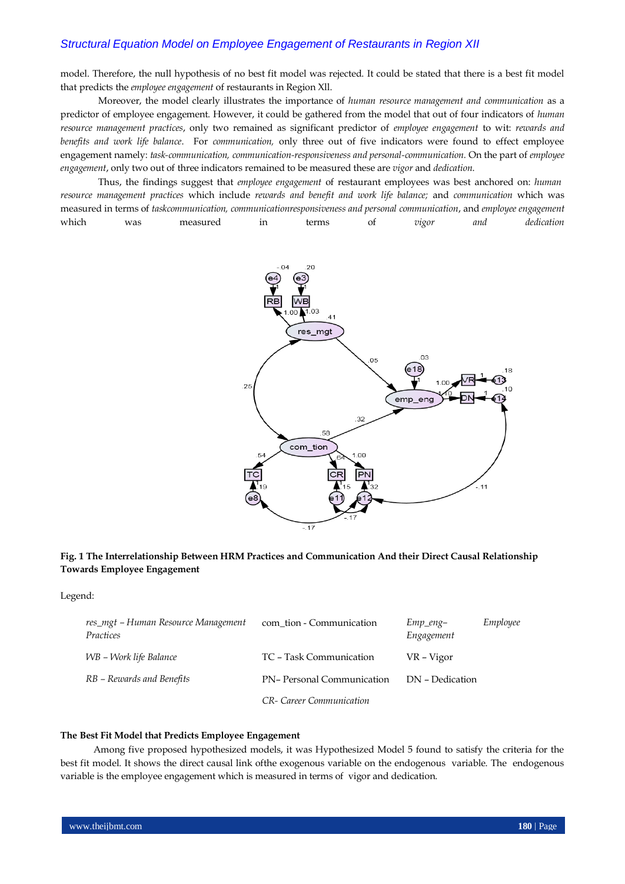model. Therefore, the null hypothesis of no best fit model was rejected. It could be stated that there is a best fit model that predicts the *employee engagement* of restaurants in Region XlI.

Moreover, the model clearly illustrates the importance of *human resource management and communication* as a predictor of employee engagement. However, it could be gathered from the model that out of four indicators of *human resource management practices*, only two remained as significant predictor of *employee engagement* to wit: *rewards and benefits and work life balance*. For *communication,* only three out of five indicators were found to effect employee engagement namely: *task-communication, communication-responsiveness and personal-communication.* On the part of *employee engagement*, only two out of three indicators remained to be measured these are *vigor* and *dedication.*

Thus, the findings suggest that *employee engagement* of restaurant employees was best anchored on: *human resource management practices* which include *rewards and benefit and work life balance;* and *communication* which was measured in terms of *taskcommunication, communicationresponsiveness and personal communication*, and *employee engagement* which was measured in terms of *vigor and dedication*

**Fig. 1 The Interrelationship Between HRM Practices and Communication And their Direct Causal Relationship Towards Employee Engagement**

Legend:

| | | |
|---|---|---|
| *res_mgt – Human Resource Management Practices* | com_tion - Communication | *Emp_eng– Employee Engagement* |
| *WB – Work life Balance* | TC – Task Communication | VR – Vigor |
| *RB – Rewards and Benefits* | PN– Personal Communication | DN – Dedication |
| | *CR- Career Communication* | |

**The Best Fit Model that Predicts Employee Engagement**

Among five proposed hypothesized models, it was Hypothesized Model 5 found to satisfy the criteria for the best fit model. It shows the direct causal link ofthe exogenous variable on the endogenous variable. The endogenous variable is the employee engagement which is measured in terms of vigor and dedication.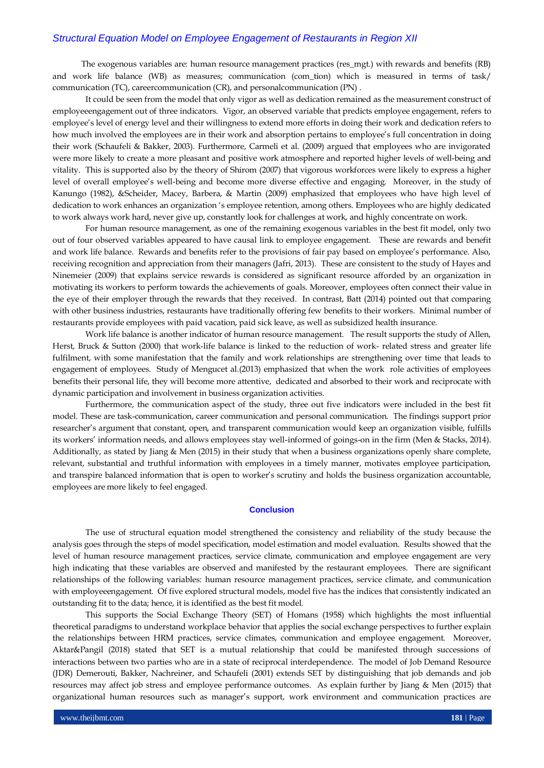The exogenous variables are: human resource management practices (res_mgt.) with rewards and benefits (RB) and work life balance (WB) as measures; communication (com_tion) which is measured in terms of task/ communication (TC), careercommunication (CR), and personalcommunication (PN) .

It could be seen from the model that only vigor as well as dedication remained as the measurement construct of employeeengagement out of three indicators. Vigor, an observed variable that predicts employee engagement, refers to employee's level of energy level and their willingness to extend more efforts in doing their work and dedication refers to how much involved the employees are in their work and absorption pertains to employee's full concentration in doing their work (Schaufeli & Bakker, 2003). Furthermore, Carmeli et al. (2009) argued that employees who are invigorated were more likely to create a more pleasant and positive work atmosphere and reported higher levels of well-being and vitality. This is supported also by the theory of Shirom (2007) that vigorous workforces were likely to express a higher level of overall employee's well-being and become more diverse effective and engaging. Moreover, in the study of Kanungo (1982), &Scheider, Macey, Barbera, & Martin (2009) emphasized that employees who have high level of dedication to work enhances an organization 's employee retention, among others. Employees who are highly dedicated to work always work hard, never give up, constantly look for challenges at work, and highly concentrate on work.

For human resource management, as one of the remaining exogenous variables in the best fit model, only two out of four observed variables appeared to have causal link to employee engagement. These are rewards and benefit and work life balance. Rewards and benefits refer to the provisions of fair pay based on employee's performance. Also, receiving recognition and appreciation from their managers (Jafri, 2013). These are consistent to the study of Hayes and Ninemeier (2009) that explains service rewards is considered as significant resource afforded by an organization in motivating its workers to perform towards the achievements of goals. Moreover, employees often connect their value in the eye of their employer through the rewards that they received. In contrast, Batt (2014) pointed out that comparing with other business industries, restaurants have traditionally offering few benefits to their workers. Minimal number of restaurants provide employees with paid vacation, paid sick leave, as well as subsidized health insurance.

Work life balance is another indicator of human resource management. The result supports the study of Allen, Herst, Bruck & Sutton (2000) that work-life balance is linked to the reduction of work- related stress and greater life fulfilment, with some manifestation that the family and work relationships are strengthening over time that leads to engagement of employees. Study of Mengucet al.(2013) emphasized that when the work role activities of employees benefits their personal life, they will become more attentive, dedicated and absorbed to their work and reciprocate with dynamic participation and involvement in business organization activities.

Furthermore, the communication aspect of the study, three out five indicators were included in the best fit model. These are task-communication, career communication and personal communication. The findings support prior researcher's argument that constant, open, and transparent communication would keep an organization visible, fulfills its workers' information needs, and allows employees stay well-informed of goings-on in the firm (Men & Stacks, 2014). Additionally, as stated by Jiang & Men (2015) in their study that when a business organizations openly share complete, relevant, substantial and truthful information with employees in a timely manner, motivates employee participation, and transpire balanced information that is open to worker's scrutiny and holds the business organization accountable, employees are more likely to feel engaged.

## Conclusion

The use of structural equation model strengthened the consistency and reliability of the study because the analysis goes through the steps of model specification, model estimation and model evaluation. Results showed that the level of human resource management practices, service climate, communication and employee engagement are very high indicating that these variables are observed and manifested by the restaurant employees. There are significant relationships of the following variables: human resource management practices, service climate, and communication with employeeengagement. Of five explored structural models, model five has the indices that consistently indicated an outstanding fit to the data; hence, it is identified as the best fit model.

This supports the Social Exchange Theory (SET) of Homans (1958) which highlights the most influential theoretical paradigms to understand workplace behavior that applies the social exchange perspectives to further explain the relationships between HRM practices, service climates, communication and employee engagement. Moreover, Aktar&Pangil (2018) stated that SET is a mutual relationship that could be manifested through successions of interactions between two parties who are in a state of reciprocal interdependence. The model of Job Demand Resource (JDR) Demerouti, Bakker, Nachreiner, and Schaufeli (2001) extends SET by distinguishing that job demands and job resources may affect job stress and employee performance outcomes. As explain further by Jiang & Men (2015) that organizational human resources such as manager's support, work environment and communication practices are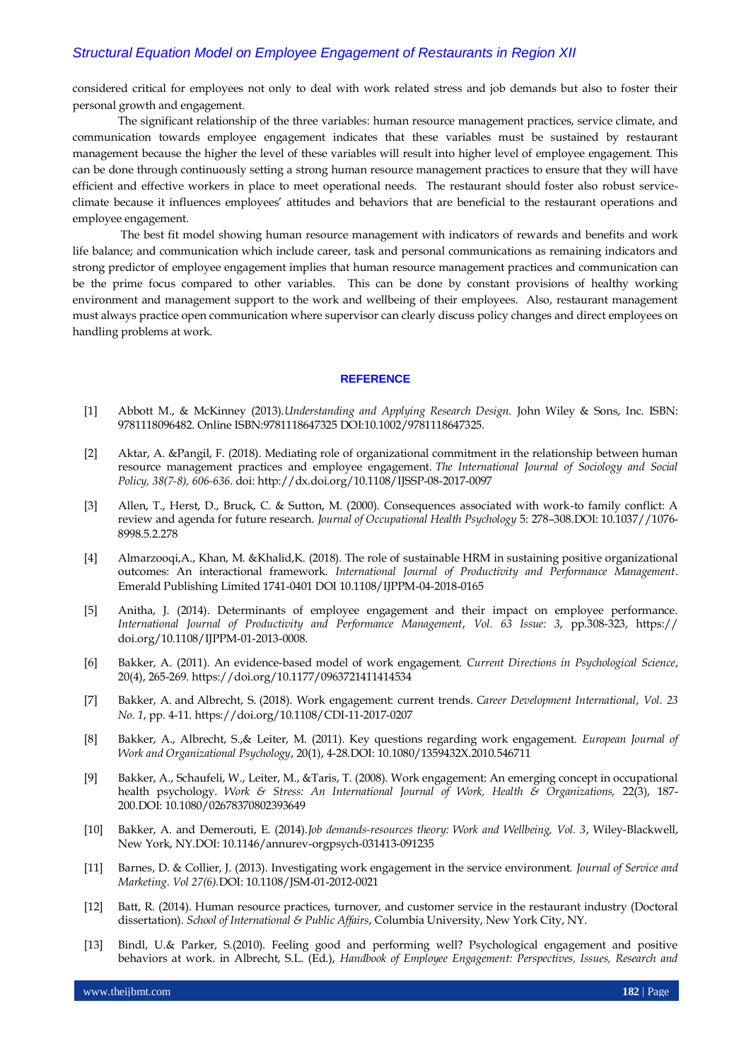considered critical for employees not only to deal with work related stress and job demands but also to foster their personal growth and engagement.

The significant relationship of the three variables: human resource management practices, service climate, and communication towards employee engagement indicates that these variables must be sustained by restaurant management because the higher the level of these variables will result into higher level of employee engagement. This can be done through continuously setting a strong human resource management practices to ensure that they will have efficient and effective workers in place to meet operational needs. The restaurant should foster also robust service-climate because it influences employees' attitudes and behaviors that are beneficial to the restaurant operations and employee engagement.

The best fit model showing human resource management with indicators of rewards and benefits and work life balance; and communication which include career, task and personal communications as remaining indicators and strong predictor of employee engagement implies that human resource management practices and communication can be the prime focus compared to other variables. This can be done by constant provisions of healthy working environment and management support to the work and wellbeing of their employees. Also, restaurant management must always practice open communication where supervisor can clearly discuss policy changes and direct employees on handling problems at work.

## REFERENCE

[1] Abbott M., & McKinney (2013).*Understanding and Applying Research Design.* John Wiley & Sons, Inc. ISBN: 9781118096482. Online ISBN:9781118647325 DOI:10.1002/9781118647325.

[2] Aktar, A. &Pangil, F. (2018). Mediating role of organizational commitment in the relationship between human resource management practices and employee engagement. *The International Journal of Sociology and Social Policy, 38(7-8), 606-636*. doi: http://dx.doi.org/10.1108/IJSSP-08-2017-0097

[3] Allen, T., Herst, D., Bruck, C. & Sutton, M. (2000). Consequences associated with work-to family conflict: A review and agenda for future research. *Journal of Occupational Health Psychology* 5: 278–308.DOI: 10.1037//1076-8998.5.2.278

[4] Almarzooqi,A., Khan, M. &Khalid,K. (2018). The role of sustainable HRM in sustaining positive organizational outcomes: An interactional framework. *International Journal of Productivity and Performance Management*. Emerald Publishing Limited 1741-0401 DOI 10.1108/IJPPM-04-2018-0165

[5] Anitha, J. (2014). Determinants of employee engagement and their impact on employee performance. *International Journal of Productivity and Performance Management*, *Vol. 63 Issue: 3*, pp.308-323, https:// doi.org/10.1108/IJPPM-01-2013-0008.

[6] Bakker, A. (2011). An evidence-based model of work engagement. *Current Directions in Psychological Science*, 20(4), 265-269. https://doi.org/10.1177/0963721411414534

[7] Bakker, A. and Albrecht, S. (2018). Work engagement: current trends. *Career Development International*, *Vol. 23 No. 1*, pp. 4-11. https://doi.org/10.1108/CDI-11-2017-0207

[8] Bakker, A., Albrecht, S.,& Leiter, M. (2011). Key questions regarding work engagement. *European Journal of Work and Organizational Psychology*, 20(1), 4-28.DOI: 10.1080/1359432X.2010.546711

[9] Bakker, A., Schaufeli, W., Leiter, M., &Taris, T. (2008). Work engagement: An emerging concept in occupational health psychology. *Work & Stress: An International Journal of Work, Health & Organizations,* 22(3), 187-200.DOI: 10.1080/02678370802393649

[10] Bakker, A. and Demerouti, E. (2014).*Job demands-resources theory: Work and Wellbeing, Vol. 3*, Wiley-Blackwell, New York, NY.DOI: 10.1146/annurev-orgpsych-031413-091235

[11] Barnes, D. & Collier, J. (2013). Investigating work engagement in the service environment. *Journal of Service and Marketing*. *Vol 27(6).*DOI: 10.1108/JSM-01-2012-0021

[12] Batt, R. (2014). Human resource practices, turnover, and customer service in the restaurant industry (Doctoral dissertation). *School of International & Public Affairs*, Columbia University, New York City, NY.

[13] Bindl, U.& Parker, S.(2010). Feeling good and performing well? Psychological engagement and positive behaviors at work. in Albrecht, S.L. (Ed.), *Handbook of Employee Engagement: Perspectives, Issues, Research and*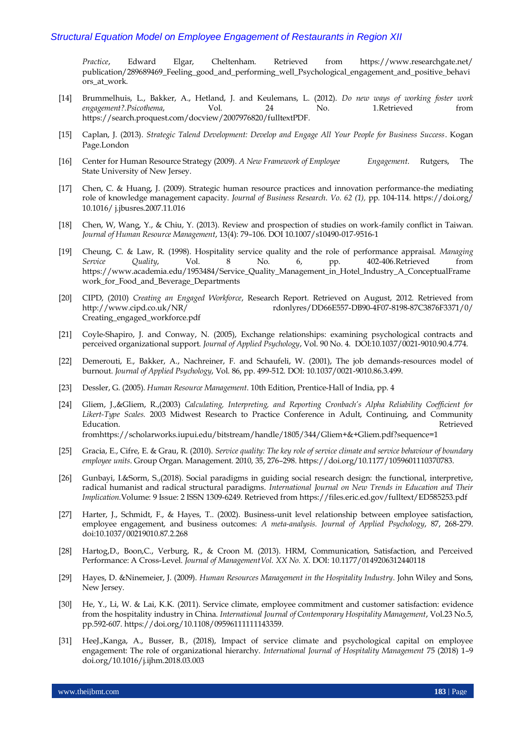*Practice*, Edward Elgar, Cheltenham. Retrieved from https://www.researchgate.net/ publication/289689469_Feeling_good_and_performing_well_Psychological_engagement_and_positive_behaviors_at_work.

[14] Brummelhuis, L., Bakker, A., Hetland, J. and Keulemans, L. (2012). *Do new ways of working foster work engagement?.Psicothema*, Vol. 24 No. 1.Retrieved from https://search.proquest.com/docview/2007976820/fulltextPDF.

[15] Caplan, J. (2013). *Strategic Talend Development: Develop and Engage All Your People for Business Success*. Kogan Page.London

[16] Center for Human Resource Strategy (2009). *A New Framework of Employee Engagement*. Rutgers, The State University of New Jersey.

[17] Chen, C. & Huang, J. (2009). Strategic human resource practices and innovation performance-the mediating role of knowledge management capacity. *Journal of Business Research. Vo. 62 (1),* pp. 104-114. https://doi.org/ 10.1016/ j.jbusres.2007.11.016

[18] Chen, W, Wang, Y., & Chiu, Y. (2013). Review and prospection of studies on work-family conflict in Taiwan. *Journal of Human Resource Management*, 13(4): 79–106. DOI 10.1007/s10490-017-9516-1

[19] Cheung, C. & Law, R. (1998). Hospitality service quality and the role of performance appraisal. *Managing Service Quality*, Vol. 8 No. 6, pp. 402-406.Retrieved from https://www.academia.edu/1953484/Service_Quality_Management_in_Hotel_Industry_A_ConceptualFramework_for_Food_and_Beverage_Departments

[20] CIPD, (2010) *Creating an Engaged Workforce*, Research Report. Retrieved on August, 2012. Retrieved from http://www.cipd.co.uk/NR/ rdonlyres/DD66E557-DB90-4F07-8198-87C3876F3371/0/ Creating_engaged_workforce.pdf

[21] Coyle-Shapiro, J. and Conway, N. (2005), Exchange relationships: examining psychological contracts and perceived organizational support. *Journal of Applied Psychology*, Vol. 90 No. 4. DOI:10.1037/0021-9010.90.4.774.

[22] Demerouti, E., Bakker, A., Nachreiner, F. and Schaufeli, W. (2001), The job demands-resources model of burnout. *Journal of Applied Psychology*, Vol. 86, pp. 499-512. DOI: 10.1037/0021-9010.86.3.499.

[23] Dessler, G. (2005). *Human Resource Management*. 10th Edition, Prentice-Hall of India, pp. 4

[24] Gliem, J.,&Gliem, R.,(2003) *Calculating, Interpreting, and Reporting Cronbach's Alpha Reliability Coefficient for Likert-Type Scales.* 2003 Midwest Research to Practice Conference in Adult, Continuing, and Community Education. Retrieved fromhttps://scholarworks.iupui.edu/bitstream/handle/1805/344/Gliem+&+Gliem.pdf?sequence=1

[25] Gracia, E., Cifre, E. & Grau, R. (2010). *Service quality: The key role of service climate and service behaviour of boundary employee units*. Group Organ. Management. 2010, 35, 276–298. https://doi.org/10.1177/1059601110370783.

[26] Gunbayi, I.&Sorm, S.,(2018). Social paradigms in guiding social research design: the functional, interpretive, radical humanist and radical structural paradigms. *International Journal on New Trends in Education and Their Implication.*Volume: 9 Issue: 2 ISSN 1309-6249. Retrieved from https://files.eric.ed.gov/fulltext/ED585253.pdf

[27] Harter, J., Schmidt, F., & Hayes, T.. (2002). Business-unit level relationship between employee satisfaction, employee engagement, and business outcomes: *A meta-analysis. Journal of Applied Psychology*, 87, 268-279. doi:10.1037/00219010.87.2.268

[28] Hartog,D., Boon,C., Verburg, R., & Croon M. (2013). HRM, Communication, Satisfaction, and Perceived Performance: A Cross-Level. *Journal of ManagementVol. XX No. X*. DOI: 10.1177/0149206312440118

[29] Hayes, D. &Ninemeier, J. (2009). *Human Resources Management in the Hospitality Industry*. John Wiley and Sons, New Jersey.

[30] He, Y., Li, W. & Lai, K.K. (2011). Service climate, employee commitment and customer satisfaction: evidence from the hospitality industry in China. *International Journal of Contemporary Hospitality Management*, Vol.23 No.5, pp.592-607. https://doi.org/10.1108/09596111111143359.

[31] HeeJ.,Kanga, A., Busser, B., (2018), Impact of service climate and psychological capital on employee engagement: The role of organizational hierarchy. *International Journal of Hospitality Management* 75 (2018) 1–9 doi.org/10.1016/j.ijhm.2018.03.003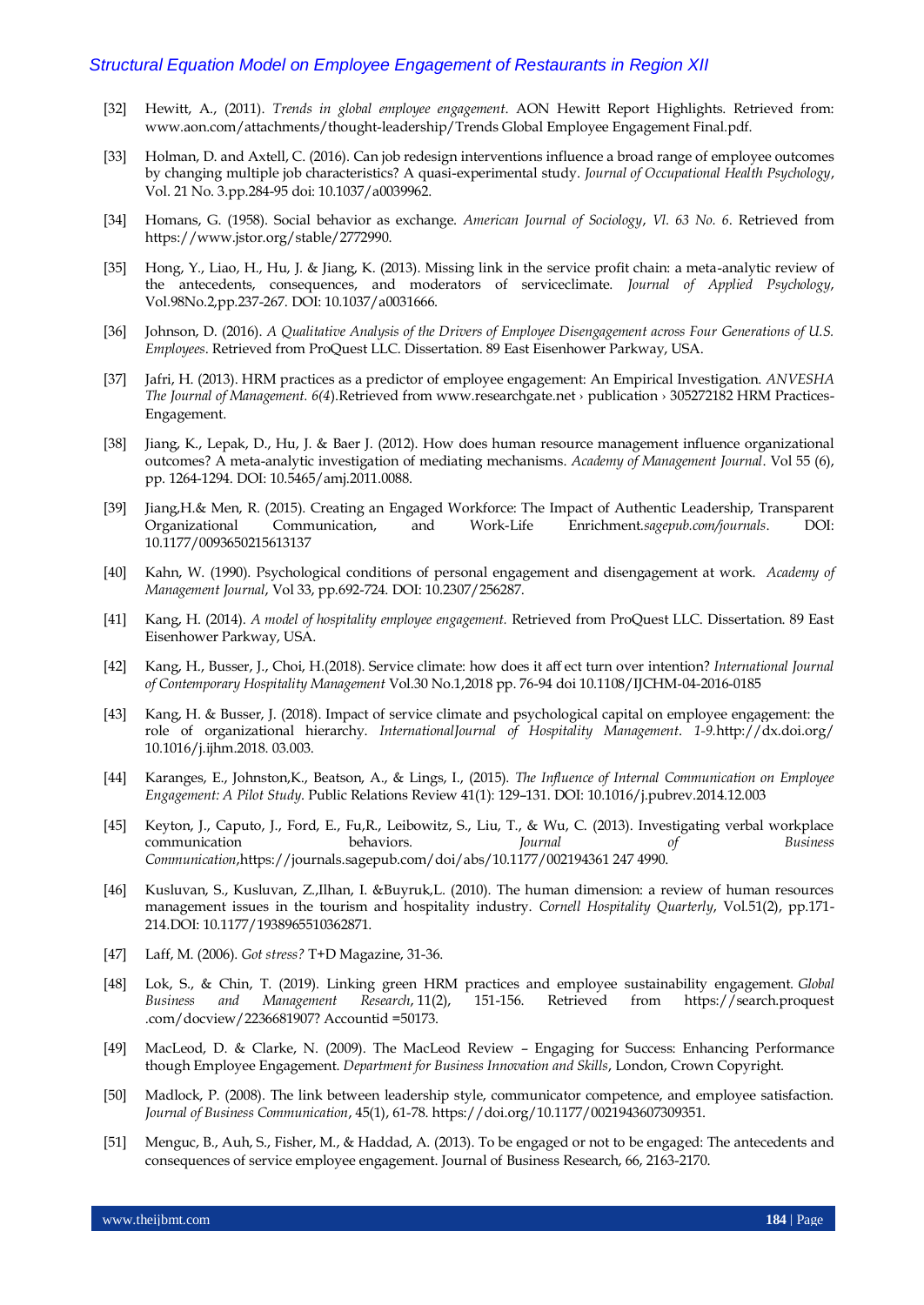[32] Hewitt, A., (2011). *Trends in global employee engagement*. AON Hewitt Report Highlights. Retrieved from: www.aon.com/attachments/thought-leadership/Trends Global Employee Engagement Final.pdf.

[33] Holman, D. and Axtell, C. (2016). Can job redesign interventions influence a broad range of employee outcomes by changing multiple job characteristics? A quasi-experimental study. *Journal of Occupational Health Psychology*, Vol. 21 No. 3.pp.284-95 doi: 10.1037/a0039962.

[34] Homans, G. (1958). Social behavior as exchange. *American Journal of Sociology*, *Vl. 63 No. 6*. Retrieved from https://www.jstor.org/stable/2772990.

[35] Hong, Y., Liao, H., Hu, J. & Jiang, K. (2013). Missing link in the service profit chain: a meta-analytic review of the antecedents, consequences, and moderators of serviceclimate. *Journal of Applied Psychology*, Vol.98No.2,pp.237-267. DOI: 10.1037/a0031666.

[36] Johnson, D. (2016). *A Qualitative Analysis of the Drivers of Employee Disengagement across Four Generations of U.S. Employees*. Retrieved from ProQuest LLC. Dissertation. 89 East Eisenhower Parkway, USA.

[37] Jafri, H. (2013). HRM practices as a predictor of employee engagement: An Empirical Investigation. *ANVESHA The Journal of Management. 6(4)*.Retrieved from www.researchgate.net › publication › 305272182 HRM Practices-Engagement.

[38] Jiang, K., Lepak, D., Hu, J. & Baer J. (2012). How does human resource management influence organizational outcomes? A meta-analytic investigation of mediating mechanisms. *Academy of Management Journal*. Vol 55 (6), pp. 1264-1294. DOI: 10.5465/amj.2011.0088.

[39] Jiang,H.& Men, R. (2015). Creating an Engaged Workforce: The Impact of Authentic Leadership, Transparent Organizational Communication, and Work-Life Enrichment.*sagepub.com/journals*. DOI: 10.1177/0093650215613137

[40] Kahn, W. (1990). Psychological conditions of personal engagement and disengagement at work. *Academy of Management Journal*, Vol 33, pp.692-724. DOI: 10.2307/256287.

[41] Kang, H. (2014). *A model of hospitality employee engagement.* Retrieved from ProQuest LLC. Dissertation. 89 East Eisenhower Parkway, USA.

[42] Kang, H., Busser, J., Choi, H.(2018). Service climate: how does it aff ect turn over intention? *International Journal of Contemporary Hospitality Management* Vol.30 No.1,2018 pp. 76-94 doi 10.1108/IJCHM-04-2016-0185

[43] Kang, H. & Busser, J. (2018). Impact of service climate and psychological capital on employee engagement: the role of organizational hierarchy. *InternationalJournal of Hospitality Management. 1-9.*http://dx.doi.org/ 10.1016/j.ijhm.2018. 03.003.

[44] Karanges, E., Johnston,K., Beatson, A., & Lings, I., (2015). *The Influence of Internal Communication on Employee Engagement: A Pilot Study*. Public Relations Review 41(1): 129–131. DOI: 10.1016/j.pubrev.2014.12.003

[45] Keyton, J., Caputo, J., Ford, E., Fu,R., Leibowitz, S., Liu, T., & Wu, C. (2013). Investigating verbal workplace communication behaviors. *Journal of Business Communication*,https://journals.sagepub.com/doi/abs/10.1177/002194361 247 4990.

[46] Kusluvan, S., Kusluvan, Z.,Ilhan, I. &Buyruk,L. (2010). The human dimension: a review of human resources management issues in the tourism and hospitality industry. *Cornell Hospitality Quarterly*, Vol.51(2), pp.171-214.DOI: 10.1177/1938965510362871.

[47] Laff, M. (2006). *Got stress?* T+D Magazine, 31-36.

[48] Lok, S., & Chin, T. (2019). Linking green HRM practices and employee sustainability engagement. *Global Business and Management Research*, 11(2), 151-156. Retrieved from https://search.proquest .com/docview/2236681907? Accountid =50173.

[49] MacLeod, D. & Clarke, N. (2009). The MacLeod Review – Engaging for Success: Enhancing Performance though Employee Engagement. *Department for Business Innovation and Skills*, London, Crown Copyright.

[50] Madlock, P. (2008). The link between leadership style, communicator competence, and employee satisfaction. *Journal of Business Communication*, 45(1), 61-78. https://doi.org/10.1177/0021943607309351.

[51] Menguc, B., Auh, S., Fisher, M., & Haddad, A. (2013). To be engaged or not to be engaged: The antecedents and consequences of service employee engagement. Journal of Business Research, 66, 2163-2170.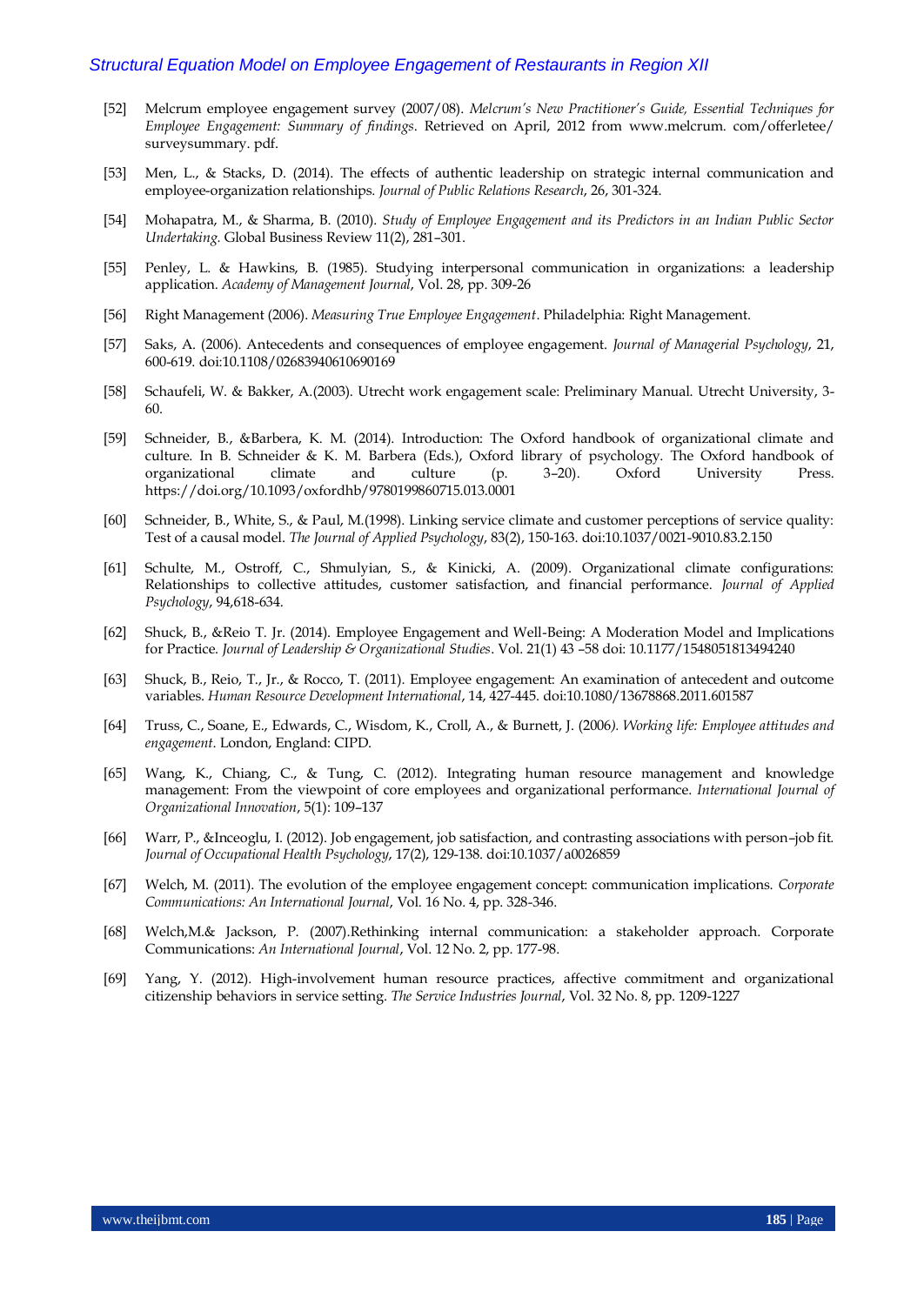[52] Melcrum employee engagement survey (2007/08). *Melcrum's New Practitioner's Guide, Essential Techniques for Employee Engagement: Summary of findings*. Retrieved on April, 2012 from www.melcrum. com/offerletee/ surveysummary. pdf.

[53] Men, L., & Stacks, D. (2014). The effects of authentic leadership on strategic internal communication and employee-organization relationships. *Journal of Public Relations Research*, 26, 301-324.

[54] Mohapatra, M., & Sharma, B. (2010). *Study of Employee Engagement and its Predictors in an Indian Public Sector Undertaking*. Global Business Review 11(2), 281–301.

[55] Penley, L. & Hawkins, B. (1985). Studying interpersonal communication in organizations: a leadership application. *Academy of Management Journal*, Vol. 28, pp. 309-26

[56] Right Management (2006). *Measuring True Employee Engagement*. Philadelphia: Right Management.

[57] Saks, A. (2006). Antecedents and consequences of employee engagement. *Journal of Managerial Psychology*, 21, 600-619. doi:10.1108/02683940610690169

[58] Schaufeli, W. & Bakker, A.(2003). Utrecht work engagement scale: Preliminary Manual. Utrecht University, 3-60.

[59] Schneider, B., &Barbera, K. M. (2014). Introduction: The Oxford handbook of organizational climate and culture. In B. Schneider & K. M. Barbera (Eds.), Oxford library of psychology. The Oxford handbook of organizational climate and culture (p. 3–20). Oxford University Press. https://doi.org/10.1093/oxfordhb/9780199860715.013.0001

[60] Schneider, B., White, S., & Paul, M.(1998). Linking service climate and customer perceptions of service quality: Test of a causal model. *The Journal of Applied Psychology*, 83(2), 150-163. doi:10.1037/0021-9010.83.2.150

[61] Schulte, M., Ostroff, C., Shmulyian, S., & Kinicki, A. (2009). Organizational climate configurations: Relationships to collective attitudes, customer satisfaction, and financial performance. *Journal of Applied Psychology*, 94,618-634.

[62] Shuck, B., &Reio T. Jr. (2014). Employee Engagement and Well-Being: A Moderation Model and Implications for Practice. *Journal of Leadership & Organizational Studies*. Vol. 21(1) 43 –58 doi: 10.1177/1548051813494240

[63] Shuck, B., Reio, T., Jr., & Rocco, T. (2011). Employee engagement: An examination of antecedent and outcome variables. *Human Resource Development International*, 14, 427-445. doi:10.1080/13678868.2011.601587

[64] Truss, C., Soane, E., Edwards, C., Wisdom, K., Croll, A., & Burnett, J. (2006*). Working life: Employee attitudes and engagement*. London, England: CIPD.

[65] Wang, K., Chiang, C., & Tung, C. (2012). Integrating human resource management and knowledge management: From the viewpoint of core employees and organizational performance. *International Journal of Organizational Innovation*, 5(1): 109–137

[66] Warr, P., &Inceoglu, I. (2012). Job engagement, job satisfaction, and contrasting associations with person–job fit. *Journal of Occupational Health Psychology*, 17(2), 129-138. doi:10.1037/a0026859

[67] Welch, M. (2011). The evolution of the employee engagement concept: communication implications. *Corporate Communications: An International Journal*, Vol. 16 No. 4, pp. 328-346.

[68] Welch,M.& Jackson, P. (2007).Rethinking internal communication: a stakeholder approach. Corporate Communications: *An International Journal*, Vol. 12 No. 2, pp. 177-98.

[69] Yang, Y. (2012). High-involvement human resource practices, affective commitment and organizational citizenship behaviors in service setting. *The Service Industries Journal*, Vol. 32 No. 8, pp. 1209-1227